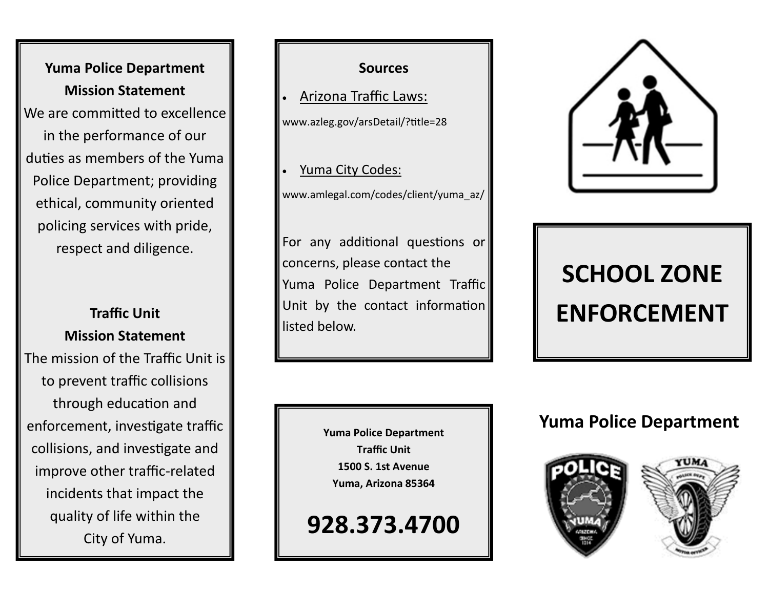**Yuma Police Department Mission Statement**

We are committed to excellence in the performance of our duties as members of the Yuma Police Department; providing ethical, community oriented policing services with pride, respect and diligence.

**Traffic Unit Mission Statement**

The mission of the Traffic Unit is to prevent traffic collisions through education and enforcement, investigate traffic collisions, and investigate and improve other traffic-related incidents that impact the quality of life within the City of Yuma.

**Sources**

- Arizona Traffic Laws:

www.azleg.gov/arsDetail/?title=28

- Yuma City Codes:

www.amlegal.com/codes/client/yuma_az/

For any additional questions or concerns, please contact the Yuma Police Department Traffic Unit by the contact information listed below.

**Yuma Police Department**
**Traffic Unit**
**1500 S. 1st Avenue**
**Yuma, Arizona 85364**

# 928.373.4700

# SCHOOL ZONE ENFORCEMENT

## Yuma Police Department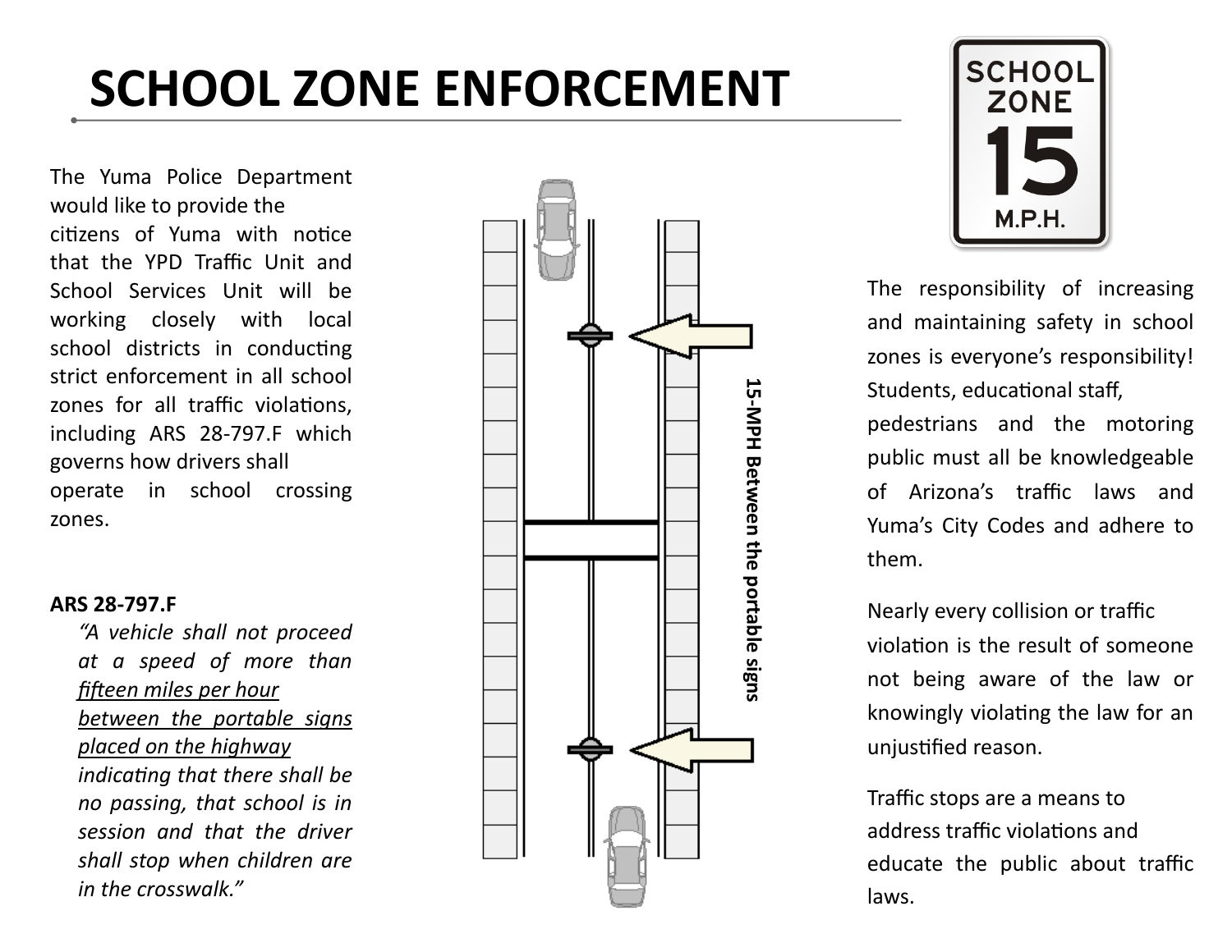# SCHOOL ZONE ENFORCEMENT

The Yuma Police Department would like to provide the citizens of Yuma with notice that the YPD Traffic Unit and School Services Unit will be working closely with local school districts in conducting strict enforcement in all school zones for all traffic violations, including ARS 28-797.F which governs how drivers shall operate in school crossing zones.

**ARS 28-797.F**

*"A vehicle shall not proceed at a speed of more than fifteen miles per hour between the portable signs placed on the highway indicating that there shall be no passing, that school is in session and that the driver shall stop when children are in the crosswalk."*

15-MPH Between the portable signs

SCHOOL ZONE 15 M.P.H.

The responsibility of increasing and maintaining safety in school zones is everyone's responsibility! Students, educational staff, pedestrians and the motoring public must all be knowledgeable of Arizona's traffic laws and Yuma's City Codes and adhere to them.

Nearly every collision or traffic violation is the result of someone not being aware of the law or knowingly violating the law for an unjustified reason.

Traffic stops are a means to address traffic violations and educate the public about traffic laws.